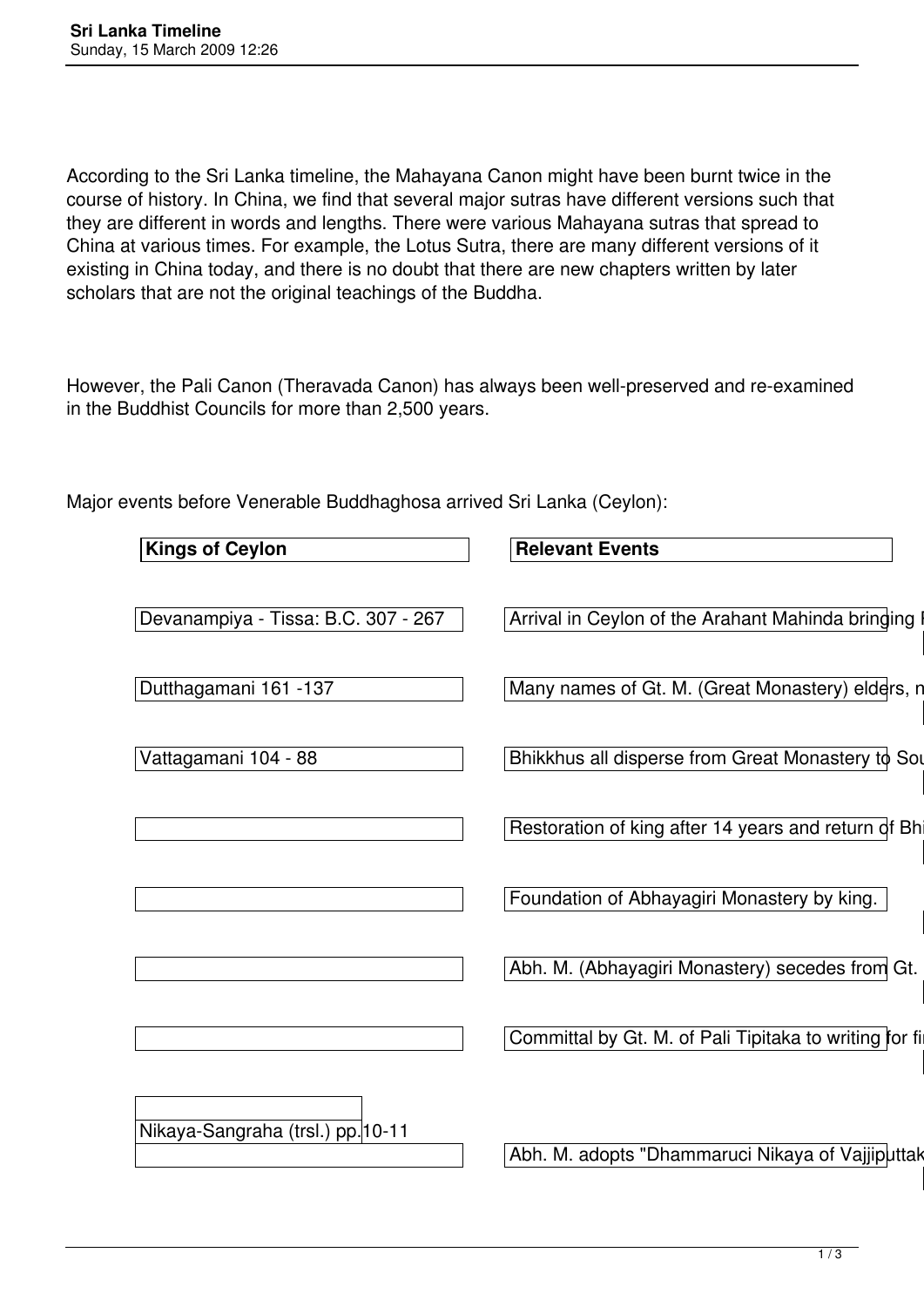According to the Sri Lanka timeline, the Mahayana Canon might have been burnt twice in the course of history. In China, we find that several major sutras have different versions such that they are different in words and lengths. There were various Mahayana sutras that spread to China at various times. For example, the Lotus Sutra, there are many different versions of it existing in China today, and there is no doubt that there are new chapters written by later scholars that are not the original teachings of the Buddha.

However, the Pali Canon (Theravada Canon) has always been well-preserved and re-examined in the Buddhist Councils for more than 2,500 years.

Major events before Venerable Buddhaghosa arrived Sri Lanka (Ceylon):

| **Kings of Ceylon** | **Relevant Events** |
| --- | --- |
| Devanampiya - Tissa: B.C. 307 - 267 | Arrival in Ceylon of the Arahant Mahinda bringing P |
| Dutthagamani 161 -137 | Many names of Gt. M. (Great Monastery) elders, n |
| Vattagamani 104 - 88 | Bhikkhus all disperse from Great Monastery to Sou |
| | Restoration of king after 14 years and return of Bhi |
| | Foundation of Abhayagiri Monastery by king. |
| | Abh. M. (Abhayagiri Monastery) secedes from Gt. |
| | Committal by Gt. M. of Pali Tipitaka to writing for fi |
| Nikaya-Sangraha (trsl.) pp.10-11 | |
| | Abh. M. adopts "Dhammaruci Nikaya of Vajjiputtak |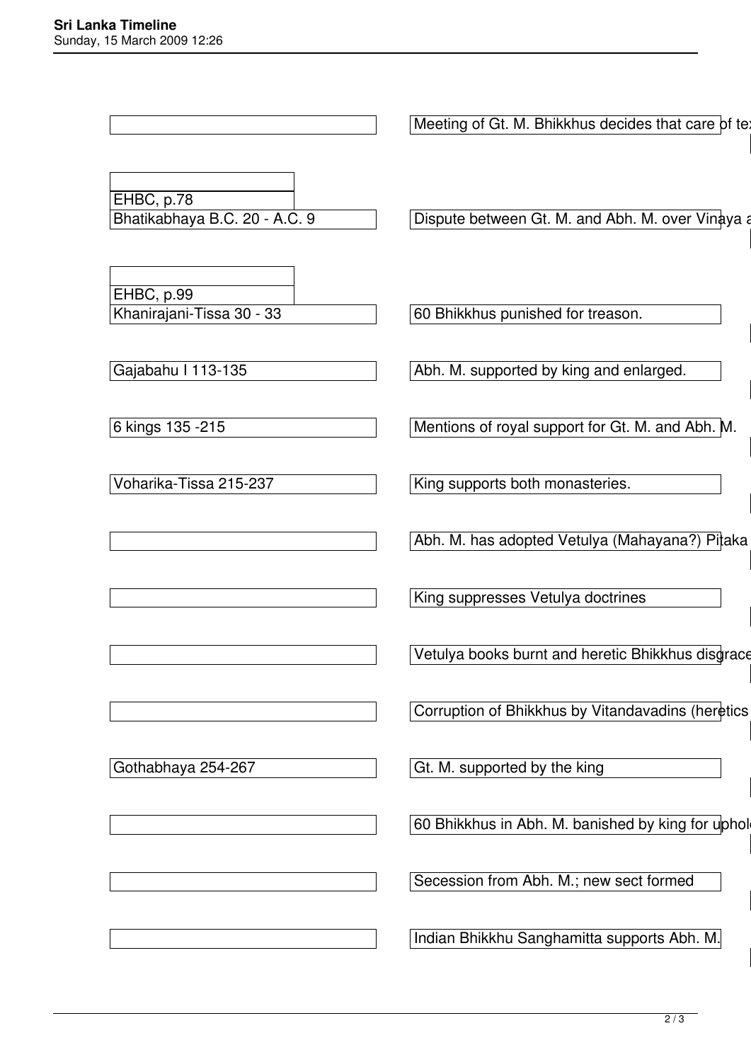| King | Event |
| --- | --- |
| | Meeting of Gt. M. Bhikkhus decides that care of tex |
| EHBC, p.78 | |
| Bhatikabhaya B.C. 20 - A.C. 9 | Dispute between Gt. M. and Abh. M. over Vinaya a |
| EHBC, p.99 | |
| Khanirajani-Tissa 30 - 33 | 60 Bhikkhus punished for treason. |
| Gajabahu I 113-135 | Abh. M. supported by king and enlarged. |
| 6 kings 135 -215 | Mentions of royal support for Gt. M. and Abh. M. |
| Voharika-Tissa 215-237 | King supports both monasteries. |
| | Abh. M. has adopted Vetulya (Mahayana?) Pitaka |
| | King suppresses Vetulya doctrines |
| | Vetulya books burnt and heretic Bhikkhus disgrace |
| | Corruption of Bhikkhus by Vitandavadins (heretics |
| Gothabhaya 254-267 | Gt. M. supported by the king |
| | 60 Bhikkhus in Abh. M. banished by king for uphol |
| | Secession from Abh. M.; new sect formed |
| | Indian Bhikkhu Sanghamitta supports Abh. M. |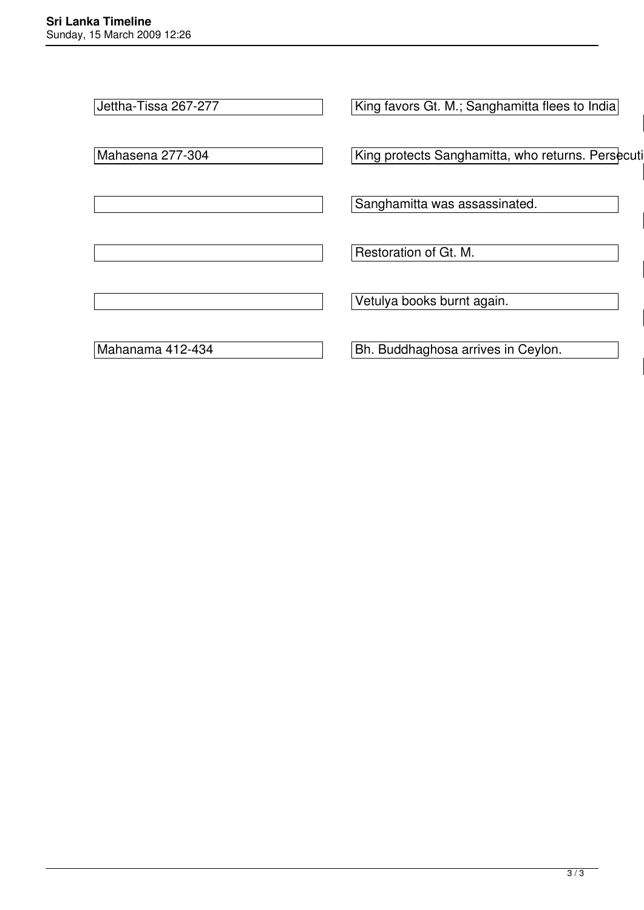| | |
|---|---|
| Jettha-Tissa 267-277 | King favors Gt. M.; Sanghamitta flees to India |
| Mahasena 277-304 | King protects Sanghamitta, who returns. Persecuti |
| | Sanghamitta was assassinated. |
| | Restoration of Gt. M. |
| | Vetulya books burnt again. |
| Mahanama 412-434 | Bh. Buddhaghosa arrives in Ceylon. |